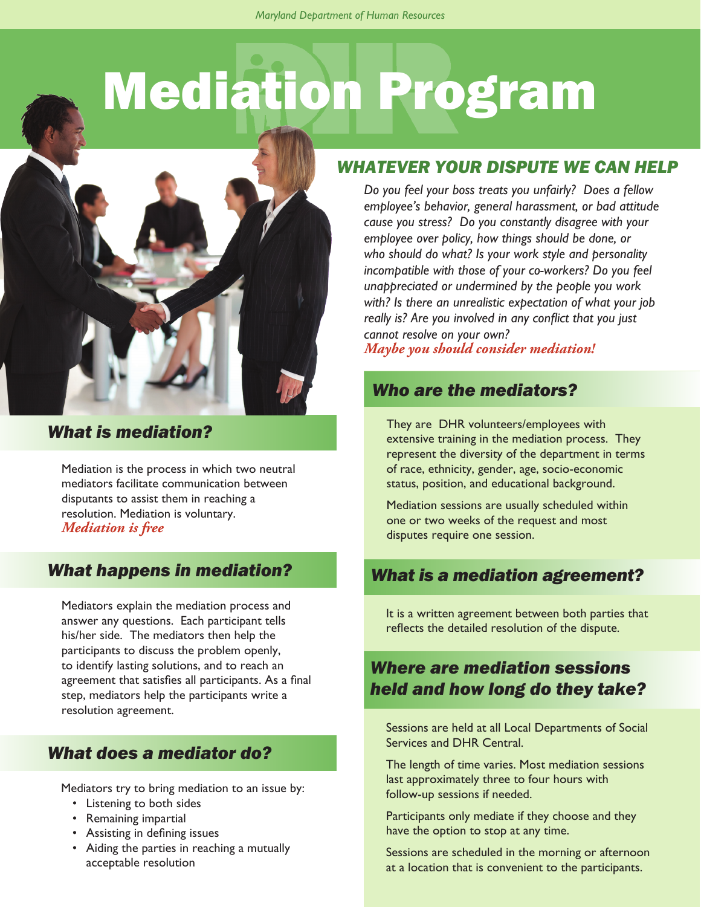Maryland Department of Human Resources

# Mediation Program

## WHATEVER YOUR DISPUTE WE CAN HELP

*Do you feel your boss treats you unfairly? Does a fellow employee's behavior, general harassment, or bad attitude cause you stress? Do you constantly disagree with your employee over policy, how things should be done, or who should do what? Is your work style and personality incompatible with those of your co-workers? Do you feel unappreciated or undermined by the people you work with? Is there an unrealistic expectation of what your job really is? Are you involved in any conflict that you just cannot resolve on your own?*

***Maybe you should consider mediation!***

## What is mediation?

Mediation is the process in which two neutral mediators facilitate communication between disputants to assist them in reaching a resolution. Mediation is voluntary.

***Mediation is free***

## What happens in mediation?

Mediators explain the mediation process and answer any questions. Each participant tells his/her side. The mediators then help the participants to discuss the problem openly, to identify lasting solutions, and to reach an agreement that satisfies all participants. As a final step, mediators help the participants write a resolution agreement.

## What does a mediator do?

Mediators try to bring mediation to an issue by:

- Listening to both sides
- Remaining impartial
- Assisting in defining issues
- Aiding the parties in reaching a mutually acceptable resolution

## Who are the mediators?

They are DHR volunteers/employees with extensive training in the mediation process. They represent the diversity of the department in terms of race, ethnicity, gender, age, socio-economic status, position, and educational background.

Mediation sessions are usually scheduled within one or two weeks of the request and most disputes require one session.

## What is a mediation agreement?

It is a written agreement between both parties that reflects the detailed resolution of the dispute.

## Where are mediation sessions held and how long do they take?

Sessions are held at all Local Departments of Social Services and DHR Central.

The length of time varies. Most mediation sessions last approximately three to four hours with follow-up sessions if needed.

Participants only mediate if they choose and they have the option to stop at any time.

Sessions are scheduled in the morning or afternoon at a location that is convenient to the participants.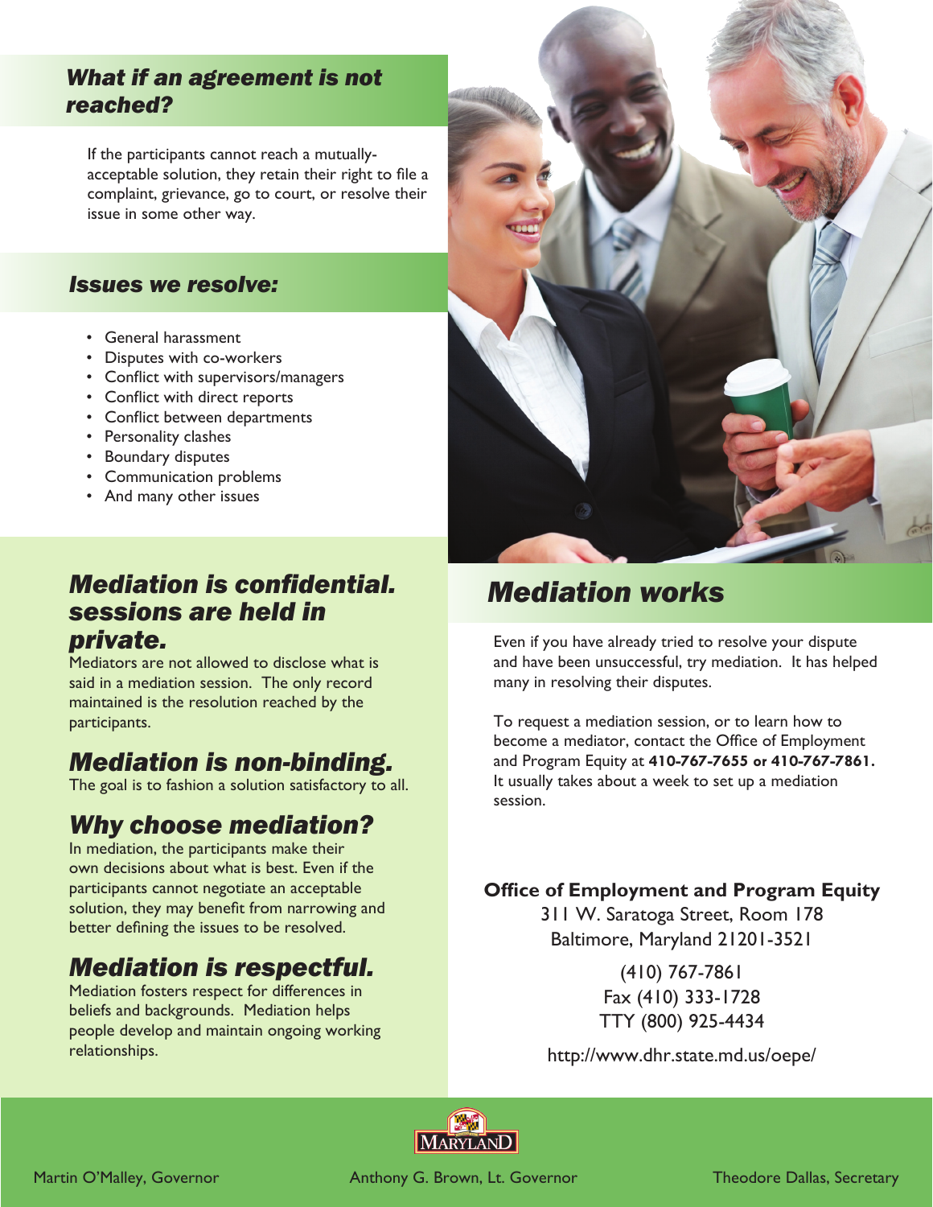## What if an agreement is not reached?

If the participants cannot reach a mutually-acceptable solution, they retain their right to file a complaint, grievance, go to court, or resolve their issue in some other way.

## Issues we resolve:

- General harassment
- Disputes with co-workers
- Conflict with supervisors/managers
- Conflict with direct reports
- Conflict between departments
- Personality clashes
- Boundary disputes
- Communication problems
- And many other issues

## Mediation is confidential. sessions are held in private.

Mediators are not allowed to disclose what is said in a mediation session. The only record maintained is the resolution reached by the participants.

## Mediation is non-binding.

The goal is to fashion a solution satisfactory to all.

## Why choose mediation?

In mediation, the participants make their own decisions about what is best. Even if the participants cannot negotiate an acceptable solution, they may benefit from narrowing and better defining the issues to be resolved.

## Mediation is respectful.

Mediation fosters respect for differences in beliefs and backgrounds. Mediation helps people develop and maintain ongoing working relationships.

## Mediation works

Even if you have already tried to resolve your dispute and have been unsuccessful, try mediation. It has helped many in resolving their disputes.

To request a mediation session, or to learn how to become a mediator, contact the Office of Employment and Program Equity at **410-767-7655 or 410-767-7861.** It usually takes about a week to set up a mediation session.

**Office of Employment and Program Equity**
311 W. Saratoga Street, Room 178
Baltimore, Maryland 21201-3521

(410) 767-7861
Fax (410) 333-1728
TTY (800) 925-4434

http://www.dhr.state.md.us/oepe/

MARYLAND

Martin O'Malley, Governor    Anthony G. Brown, Lt. Governor    Theodore Dallas, Secretary